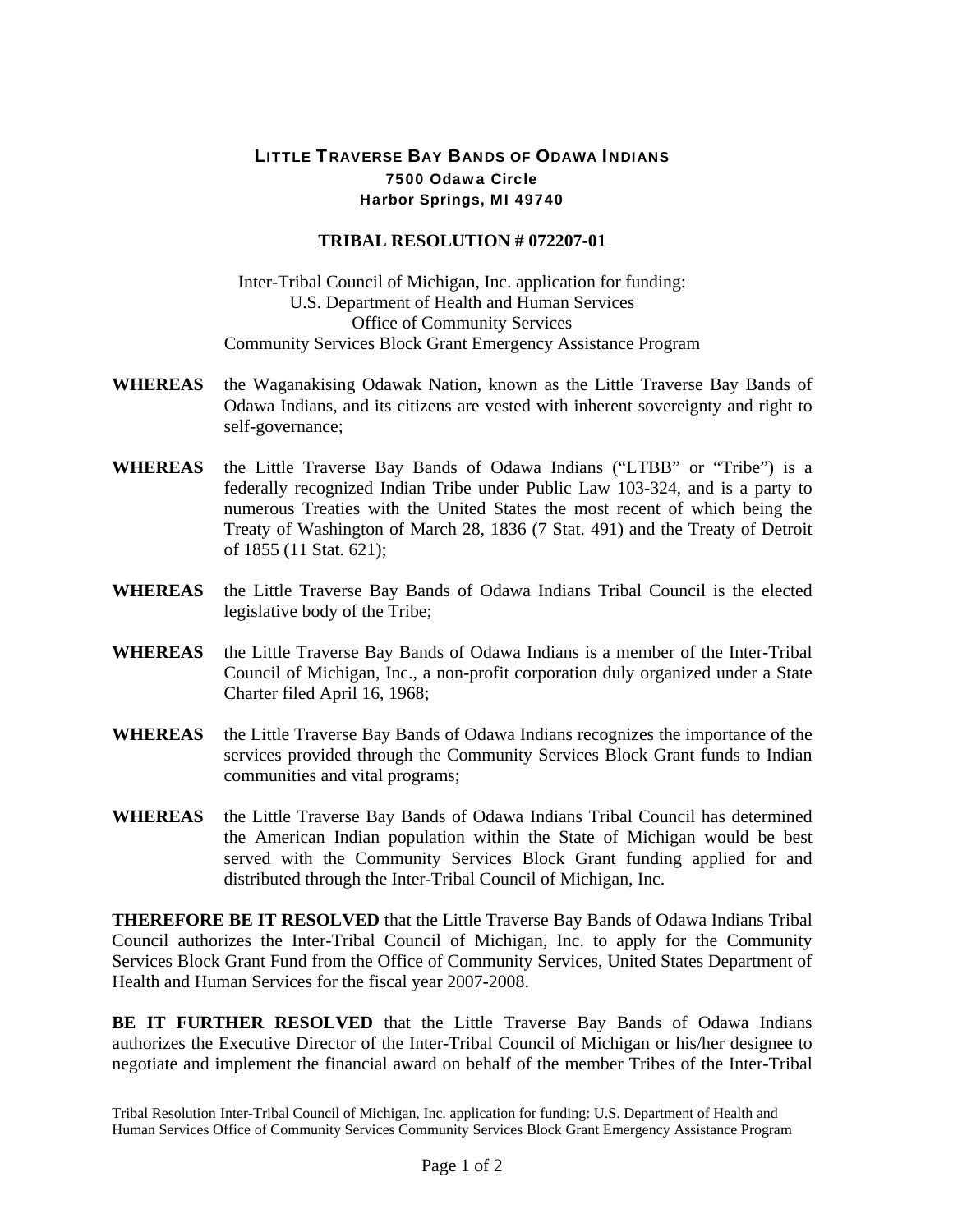# LITTLE TRAVERSE BAY BANDS OF ODAWA INDIANS

**7500 Odawa Circle**
**Harbor Springs, MI 49740**

## TRIBAL RESOLUTION # 072207-01

Inter-Tribal Council of Michigan, Inc. application for funding:
U.S. Department of Health and Human Services
Office of Community Services
Community Services Block Grant Emergency Assistance Program

**WHEREAS** the Waganakising Odawak Nation, known as the Little Traverse Bay Bands of Odawa Indians, and its citizens are vested with inherent sovereignty and right to self-governance;

**WHEREAS** the Little Traverse Bay Bands of Odawa Indians ("LTBB" or "Tribe") is a federally recognized Indian Tribe under Public Law 103-324, and is a party to numerous Treaties with the United States the most recent of which being the Treaty of Washington of March 28, 1836 (7 Stat. 491) and the Treaty of Detroit of 1855 (11 Stat. 621);

**WHEREAS** the Little Traverse Bay Bands of Odawa Indians Tribal Council is the elected legislative body of the Tribe;

**WHEREAS** the Little Traverse Bay Bands of Odawa Indians is a member of the Inter-Tribal Council of Michigan, Inc., a non-profit corporation duly organized under a State Charter filed April 16, 1968;

**WHEREAS** the Little Traverse Bay Bands of Odawa Indians recognizes the importance of the services provided through the Community Services Block Grant funds to Indian communities and vital programs;

**WHEREAS** the Little Traverse Bay Bands of Odawa Indians Tribal Council has determined the American Indian population within the State of Michigan would be best served with the Community Services Block Grant funding applied for and distributed through the Inter-Tribal Council of Michigan, Inc.

**THEREFORE BE IT RESOLVED** that the Little Traverse Bay Bands of Odawa Indians Tribal Council authorizes the Inter-Tribal Council of Michigan, Inc. to apply for the Community Services Block Grant Fund from the Office of Community Services, United States Department of Health and Human Services for the fiscal year 2007-2008.

**BE IT FURTHER RESOLVED** that the Little Traverse Bay Bands of Odawa Indians authorizes the Executive Director of the Inter-Tribal Council of Michigan or his/her designee to negotiate and implement the financial award on behalf of the member Tribes of the Inter-Tribal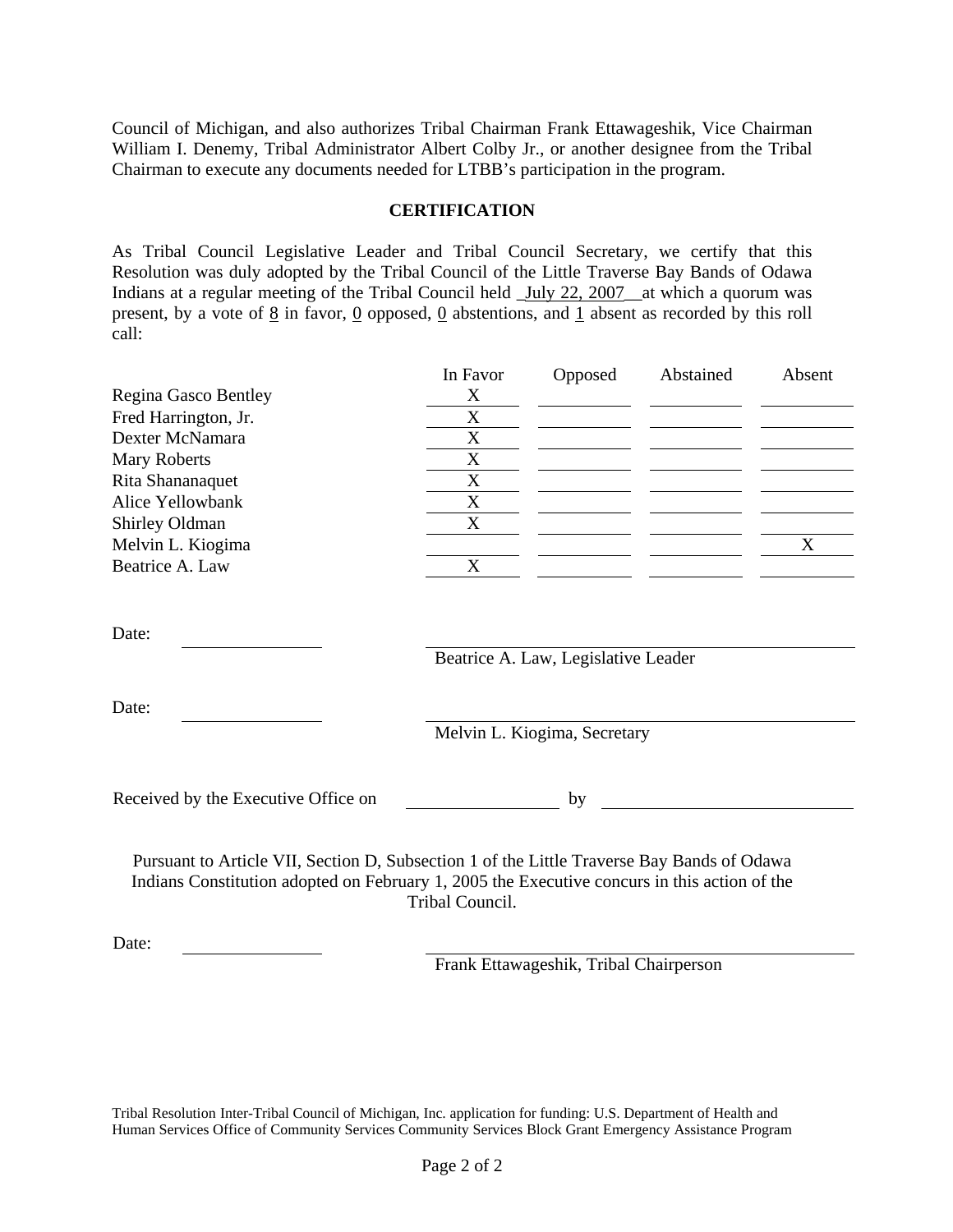Council of Michigan, and also authorizes Tribal Chairman Frank Ettawageshik, Vice Chairman William I. Denemy, Tribal Administrator Albert Colby Jr., or another designee from the Tribal Chairman to execute any documents needed for LTBB's participation in the program.

## CERTIFICATION

As Tribal Council Legislative Leader and Tribal Council Secretary, we certify that this Resolution was duly adopted by the Tribal Council of the Little Traverse Bay Bands of Odawa Indians at a regular meeting of the Tribal Council held July 22, 2007 at which a quorum was present, by a vote of 8 in favor, 0 opposed, 0 abstentions, and 1 absent as recorded by this roll call:

| | In Favor | Opposed | Abstained | Absent |
|---|---|---|---|---|
| Regina Gasco Bentley | X | | | |
| Fred Harrington, Jr. | X | | | |
| Dexter McNamara | X | | | |
| Mary Roberts | X | | | |
| Rita Shananaquet | X | | | |
| Alice Yellowbank | X | | | |
| Shirley Oldman | X | | | |
| Melvin L. Kiogima | | | | X |
| Beatrice A. Law | X | | | |

Date: ______________ ______________________________
Beatrice A. Law, Legislative Leader

Date: ______________ ______________________________
Melvin L. Kiogima, Secretary

Received by the Executive Office on ______________ by ______________________

Pursuant to Article VII, Section D, Subsection 1 of the Little Traverse Bay Bands of Odawa Indians Constitution adopted on February 1, 2005 the Executive concurs in this action of the Tribal Council.

Date: ______________ ______________________________
Frank Ettawageshik, Tribal Chairperson

Tribal Resolution Inter-Tribal Council of Michigan, Inc. application for funding: U.S. Department of Health and Human Services Office of Community Services Community Services Block Grant Emergency Assistance Program